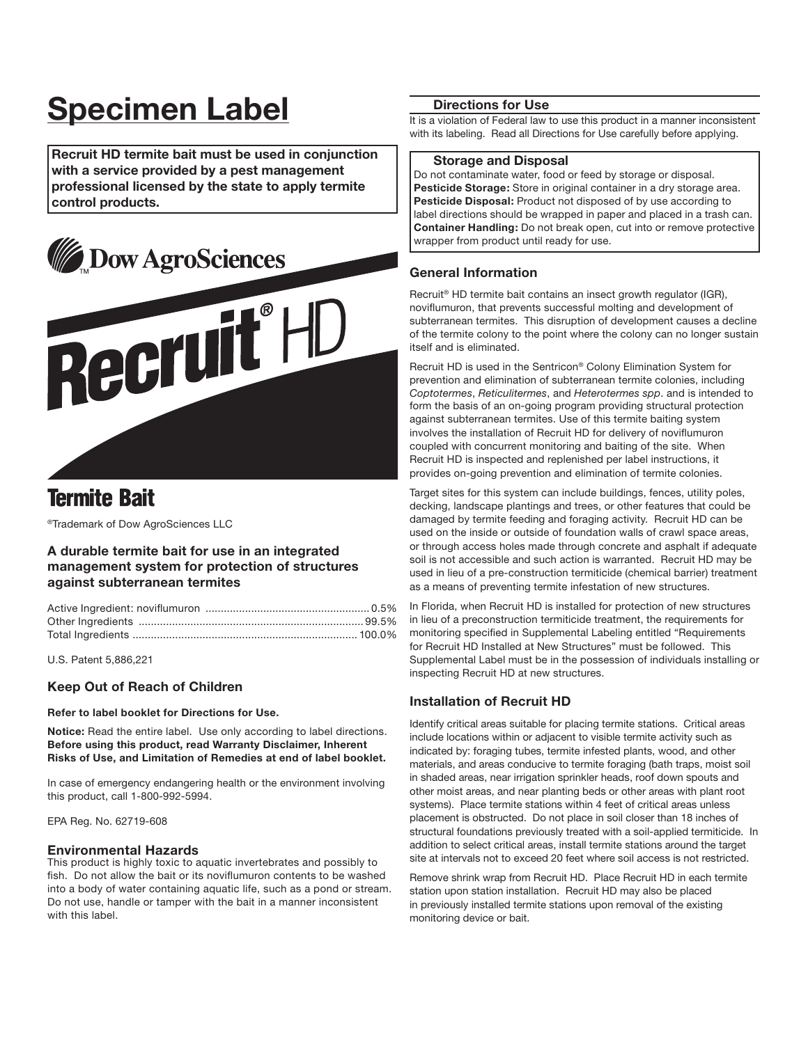# Specimen Label

**Recruit HD termite bait must be used in conjunction with a service provided by a pest management professional licensed by the state to apply termite control products.**

Dow AgroSciences

# Recruit® HD

## Termite Bait

®Trademark of Dow AgroSciences LLC

### A durable termite bait for use in an integrated management system for protection of structures against subterranean termites

| | |
|---|---|
| Active Ingredient: noviflumuron | 0.5% |
| Other Ingredients | 99.5% |
| Total Ingredients | 100.0% |

U.S. Patent 5,886,221

### Keep Out of Reach of Children

**Refer to label booklet for Directions for Use.**

**Notice:** Read the entire label. Use only according to label directions. **Before using this product, read Warranty Disclaimer, Inherent Risks of Use, and Limitation of Remedies at end of label booklet.**

In case of emergency endangering health or the environment involving this product, call 1-800-992-5994.

EPA Reg. No. 62719-608

### Environmental Hazards

This product is highly toxic to aquatic invertebrates and possibly to fish. Do not allow the bait or its noviflumuron contents to be washed into a body of water containing aquatic life, such as a pond or stream. Do not use, handle or tamper with the bait in a manner inconsistent with this label.

### Directions for Use

It is a violation of Federal law to use this product in a manner inconsistent with its labeling. Read all Directions for Use carefully before applying.

#### Storage and Disposal

Do not contaminate water, food or feed by storage or disposal.

**Pesticide Storage:** Store in original container in a dry storage area.

**Pesticide Disposal:** Product not disposed of by use according to label directions should be wrapped in paper and placed in a trash can.

**Container Handling:** Do not break open, cut into or remove protective wrapper from product until ready for use.

### General Information

Recruit® HD termite bait contains an insect growth regulator (IGR), noviflumuron, that prevents successful molting and development of subterranean termites. This disruption of development causes a decline of the termite colony to the point where the colony can no longer sustain itself and is eliminated.

Recruit HD is used in the Sentricon® Colony Elimination System for prevention and elimination of subterranean termite colonies, including *Coptotermes*, *Reticulitermes*, and *Heterotermes spp*. and is intended to form the basis of an on-going program providing structural protection against subterranean termites. Use of this termite baiting system involves the installation of Recruit HD for delivery of noviflumuron coupled with concurrent monitoring and baiting of the site. When Recruit HD is inspected and replenished per label instructions, it provides on-going prevention and elimination of termite colonies.

Target sites for this system can include buildings, fences, utility poles, decking, landscape plantings and trees, or other features that could be damaged by termite feeding and foraging activity. Recruit HD can be used on the inside or outside of foundation walls of crawl space areas, or through access holes made through concrete and asphalt if adequate soil is not accessible and such action is warranted. Recruit HD may be used in lieu of a pre-construction termiticide (chemical barrier) treatment as a means of preventing termite infestation of new structures.

In Florida, when Recruit HD is installed for protection of new structures in lieu of a preconstruction termiticide treatment, the requirements for monitoring specified in Supplemental Labeling entitled "Requirements for Recruit HD Installed at New Structures" must be followed. This Supplemental Label must be in the possession of individuals installing or inspecting Recruit HD at new structures.

### Installation of Recruit HD

Identify critical areas suitable for placing termite stations. Critical areas include locations within or adjacent to visible termite activity such as indicated by: foraging tubes, termite infested plants, wood, and other materials, and areas conducive to termite foraging (bath traps, moist soil in shaded areas, near irrigation sprinkler heads, roof down spouts and other moist areas, and near planting beds or other areas with plant root systems). Place termite stations within 4 feet of critical areas unless placement is obstructed. Do not place in soil closer than 18 inches of structural foundations previously treated with a soil-applied termiticide. In addition to select critical areas, install termite stations around the target site at intervals not to exceed 20 feet where soil access is not restricted.

Remove shrink wrap from Recruit HD. Place Recruit HD in each termite station upon station installation. Recruit HD may also be placed in previously installed termite stations upon removal of the existing monitoring device or bait.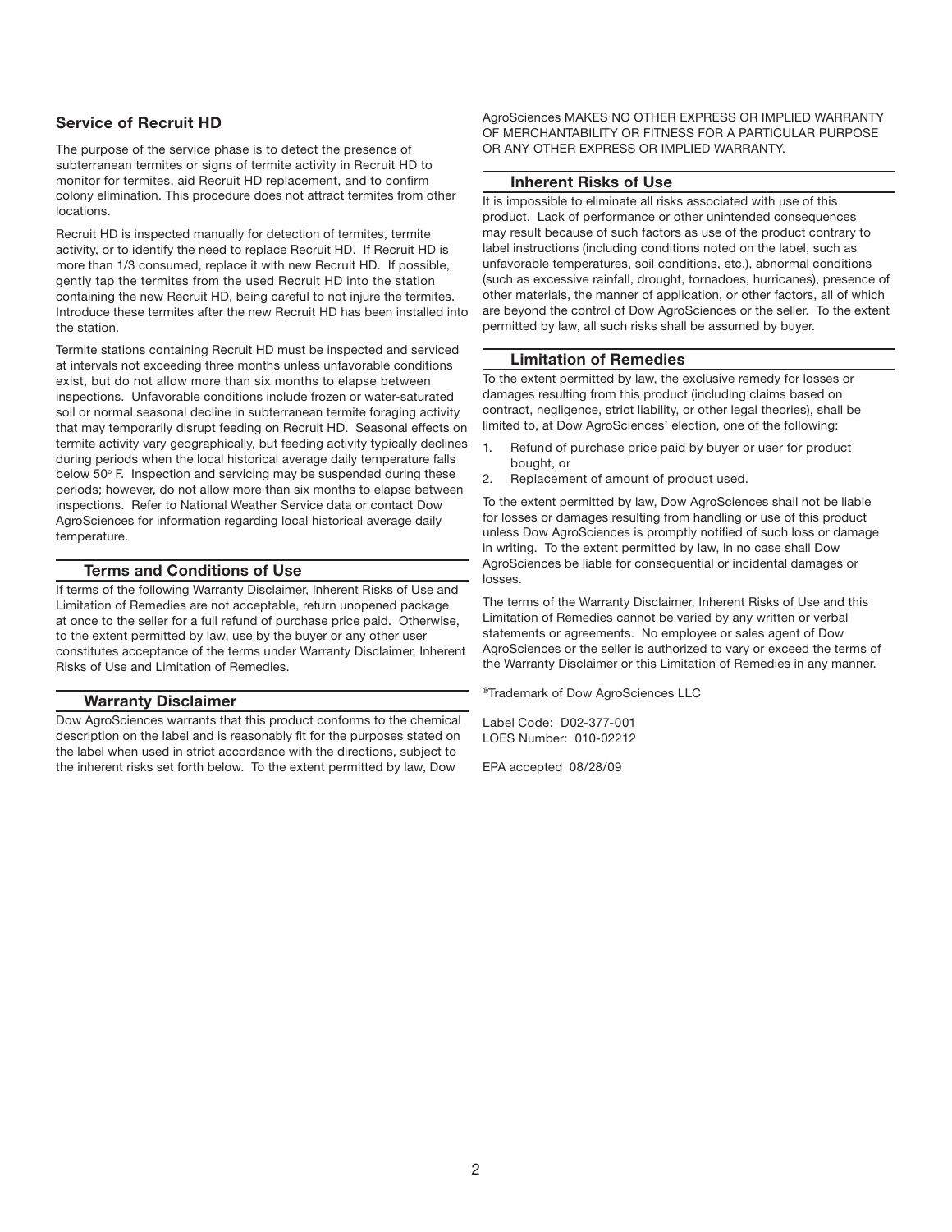## Service of Recruit HD

The purpose of the service phase is to detect the presence of subterranean termites or signs of termite activity in Recruit HD to monitor for termites, aid Recruit HD replacement, and to confirm colony elimination. This procedure does not attract termites from other locations.

Recruit HD is inspected manually for detection of termites, termite activity, or to identify the need to replace Recruit HD. If Recruit HD is more than 1/3 consumed, replace it with new Recruit HD. If possible, gently tap the termites from the used Recruit HD into the station containing the new Recruit HD, being careful to not injure the termites. Introduce these termites after the new Recruit HD has been installed into the station.

Termite stations containing Recruit HD must be inspected and serviced at intervals not exceeding three months unless unfavorable conditions exist, but do not allow more than six months to elapse between inspections. Unfavorable conditions include frozen or water-saturated soil or normal seasonal decline in subterranean termite foraging activity that may temporarily disrupt feeding on Recruit HD. Seasonal effects on termite activity vary geographically, but feeding activity typically declines during periods when the local historical average daily temperature falls below 50° F. Inspection and servicing may be suspended during these periods; however, do not allow more than six months to elapse between inspections. Refer to National Weather Service data or contact Dow AgroSciences for information regarding local historical average daily temperature.

### Terms and Conditions of Use

If terms of the following Warranty Disclaimer, Inherent Risks of Use and Limitation of Remedies are not acceptable, return unopened package at once to the seller for a full refund of purchase price paid. Otherwise, to the extent permitted by law, use by the buyer or any other user constitutes acceptance of the terms under Warranty Disclaimer, Inherent Risks of Use and Limitation of Remedies.

### Warranty Disclaimer

Dow AgroSciences warrants that this product conforms to the chemical description on the label and is reasonably fit for the purposes stated on the label when used in strict accordance with the directions, subject to the inherent risks set forth below. To the extent permitted by law, Dow AgroSciences MAKES NO OTHER EXPRESS OR IMPLIED WARRANTY OF MERCHANTABILITY OR FITNESS FOR A PARTICULAR PURPOSE OR ANY OTHER EXPRESS OR IMPLIED WARRANTY.

### Inherent Risks of Use

It is impossible to eliminate all risks associated with use of this product. Lack of performance or other unintended consequences may result because of such factors as use of the product contrary to label instructions (including conditions noted on the label, such as unfavorable temperatures, soil conditions, etc.), abnormal conditions (such as excessive rainfall, drought, tornadoes, hurricanes), presence of other materials, the manner of application, or other factors, all of which are beyond the control of Dow AgroSciences or the seller. To the extent permitted by law, all such risks shall be assumed by buyer.

### Limitation of Remedies

To the extent permitted by law, the exclusive remedy for losses or damages resulting from this product (including claims based on contract, negligence, strict liability, or other legal theories), shall be limited to, at Dow AgroSciences' election, one of the following:

1. Refund of purchase price paid by buyer or user for product bought, or
2. Replacement of amount of product used.

To the extent permitted by law, Dow AgroSciences shall not be liable for losses or damages resulting from handling or use of this product unless Dow AgroSciences is promptly notified of such loss or damage in writing. To the extent permitted by law, in no case shall Dow AgroSciences be liable for consequential or incidental damages or losses.

The terms of the Warranty Disclaimer, Inherent Risks of Use and this Limitation of Remedies cannot be varied by any written or verbal statements or agreements. No employee or sales agent of Dow AgroSciences or the seller is authorized to vary or exceed the terms of the Warranty Disclaimer or this Limitation of Remedies in any manner.

®Trademark of Dow AgroSciences LLC

Label Code: D02-377-001
LOES Number: 010-02212

EPA accepted 08/28/09